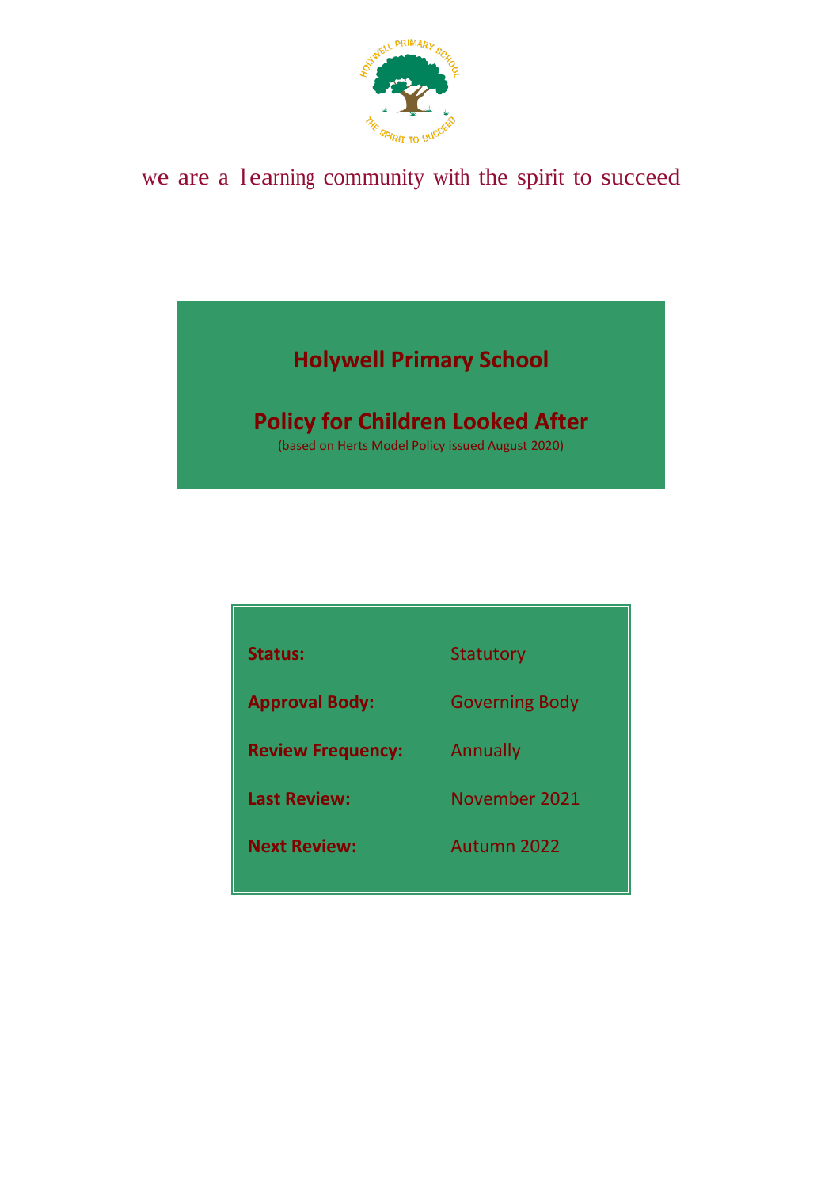we are a learning community with the spirit to succeed

# Holywell Primary School

## Policy for Children Looked After

(based on Herts Model Policy issued August 2020)

| | |
|---|---|
| **Status:** | Statutory |
| **Approval Body:** | Governing Body |
| **Review Frequency:** | Annually |
| **Last Review:** | November 2021 |
| **Next Review:** | Autumn 2022 |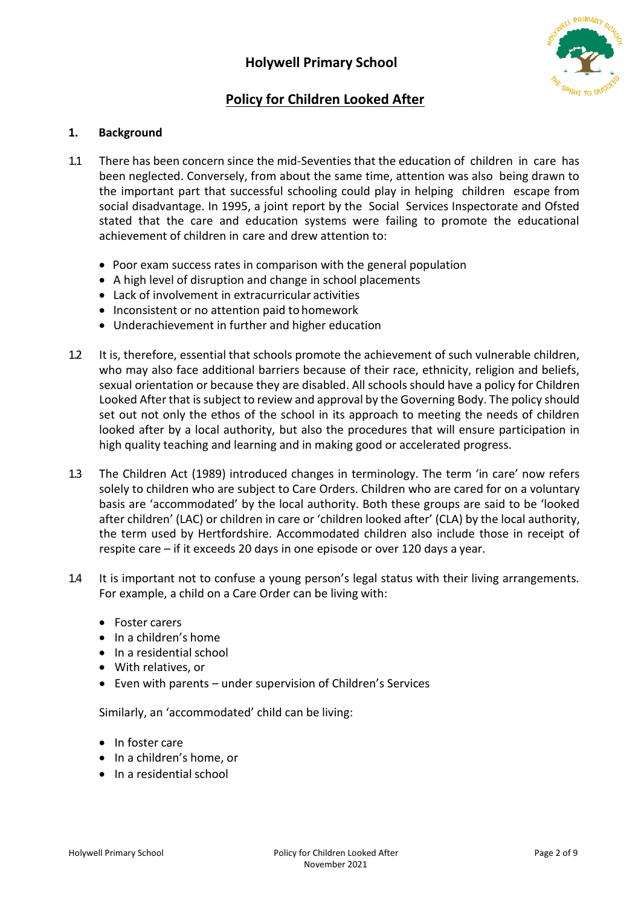# Holywell Primary School

## Policy for Children Looked After

### 1. Background

1.1 There has been concern since the mid-Seventies that the education of children in care has been neglected. Conversely, from about the same time, attention was also being drawn to the important part that successful schooling could play in helping children escape from social disadvantage. In 1995, a joint report by the Social Services Inspectorate and Ofsted stated that the care and education systems were failing to promote the educational achievement of children in care and drew attention to:

- Poor exam success rates in comparison with the general population
- A high level of disruption and change in school placements
- Lack of involvement in extracurricular activities
- Inconsistent or no attention paid to homework
- Underachievement in further and higher education

1.2 It is, therefore, essential that schools promote the achievement of such vulnerable children, who may also face additional barriers because of their race, ethnicity, religion and beliefs, sexual orientation or because they are disabled. All schools should have a policy for Children Looked After that is subject to review and approval by the Governing Body. The policy should set out not only the ethos of the school in its approach to meeting the needs of children looked after by a local authority, but also the procedures that will ensure participation in high quality teaching and learning and in making good or accelerated progress.

1.3 The Children Act (1989) introduced changes in terminology. The term 'in care' now refers solely to children who are subject to Care Orders. Children who are cared for on a voluntary basis are 'accommodated' by the local authority. Both these groups are said to be 'looked after children' (LAC) or children in care or 'children looked after' (CLA) by the local authority, the term used by Hertfordshire. Accommodated children also include those in receipt of respite care – if it exceeds 20 days in one episode or over 120 days a year.

1.4 It is important not to confuse a young person's legal status with their living arrangements. For example, a child on a Care Order can be living with:

- Foster carers
- In a children's home
- In a residential school
- With relatives, or
- Even with parents – under supervision of Children's Services

Similarly, an 'accommodated' child can be living:

- In foster care
- In a children's home, or
- In a residential school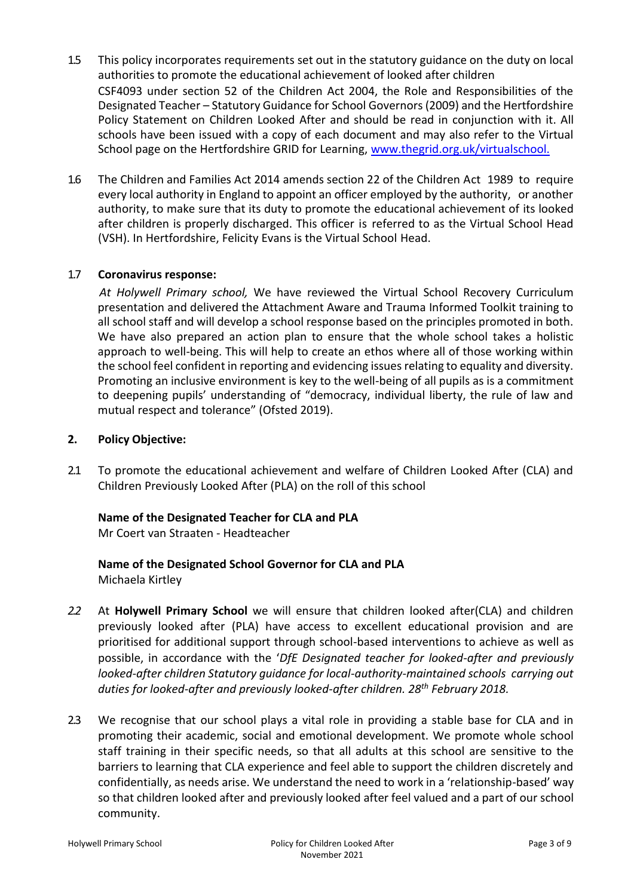1.5 This policy incorporates requirements set out in the statutory guidance on the duty on local authorities to promote the educational achievement of looked after children CSF4093 under section 52 of the Children Act 2004, the Role and Responsibilities of the Designated Teacher – Statutory Guidance for School Governors (2009) and the Hertfordshire Policy Statement on Children Looked After and should be read in conjunction with it. All schools have been issued with a copy of each document and may also refer to the Virtual School page on the Hertfordshire GRID for Learning, www.thegrid.org.uk/virtualschool.

1.6 The Children and Families Act 2014 amends section 22 of the Children Act 1989 to require every local authority in England to appoint an officer employed by the authority, or another authority, to make sure that its duty to promote the educational achievement of its looked after children is properly discharged. This officer is referred to as the Virtual School Head (VSH). In Hertfordshire, Felicity Evans is the Virtual School Head.

1.7 **Coronavirus response:**

*At Holywell Primary school,* We have reviewed the Virtual School Recovery Curriculum presentation and delivered the Attachment Aware and Trauma Informed Toolkit training to all school staff and will develop a school response based on the principles promoted in both. We have also prepared an action plan to ensure that the whole school takes a holistic approach to well-being. This will help to create an ethos where all of those working within the school feel confident in reporting and evidencing issues relating to equality and diversity. Promoting an inclusive environment is key to the well-being of all pupils as is a commitment to deepening pupils' understanding of "democracy, individual liberty, the rule of law and mutual respect and tolerance" (Ofsted 2019).

## 2. Policy Objective:

2.1 To promote the educational achievement and welfare of Children Looked After (CLA) and Children Previously Looked After (PLA) on the roll of this school

**Name of the Designated Teacher for CLA and PLA**
Mr Coert van Straaten - Headteacher

**Name of the Designated School Governor for CLA and PLA**
Michaela Kirtley

*2.2* At **Holywell Primary School** we will ensure that children looked after(CLA) and children previously looked after (PLA) have access to excellent educational provision and are prioritised for additional support through school-based interventions to achieve as well as possible, in accordance with the '*DfE Designated teacher for looked-after and previously looked-after children Statutory guidance for local-authority-maintained schools carrying out duties for looked-after and previously looked-after children. 28th February 2018.*

2.3 We recognise that our school plays a vital role in providing a stable base for CLA and in promoting their academic, social and emotional development. We promote whole school staff training in their specific needs, so that all adults at this school are sensitive to the barriers to learning that CLA experience and feel able to support the children discretely and confidentially, as needs arise. We understand the need to work in a 'relationship-based' way so that children looked after and previously looked after feel valued and a part of our school community.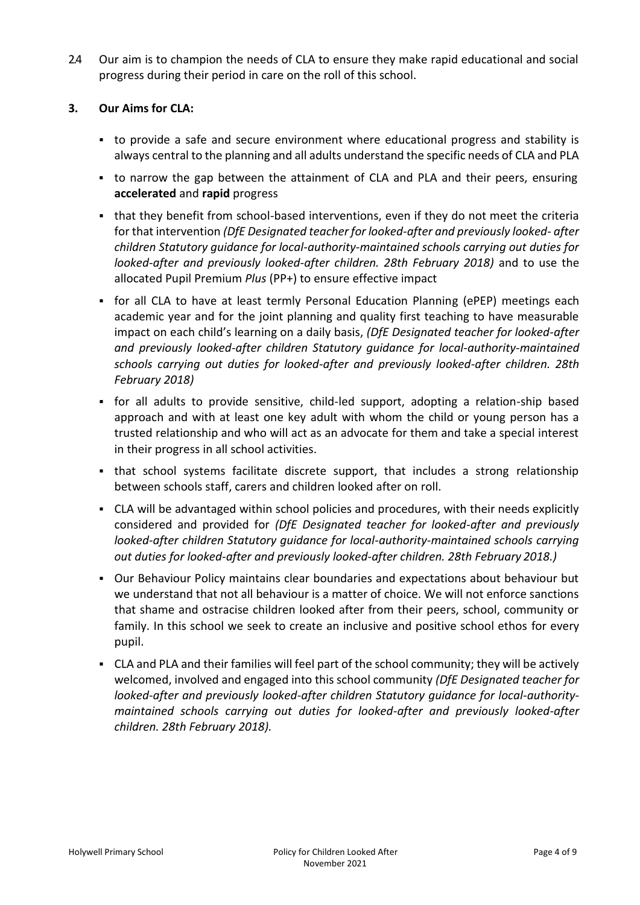2.4 Our aim is to champion the needs of CLA to ensure they make rapid educational and social progress during their period in care on the roll of this school.

## 3. Our Aims for CLA:

- to provide a safe and secure environment where educational progress and stability is always central to the planning and all adults understand the specific needs of CLA and PLA
- to narrow the gap between the attainment of CLA and PLA and their peers, ensuring **accelerated** and **rapid** progress
- that they benefit from school-based interventions, even if they do not meet the criteria for that intervention *(DfE Designated teacher for looked-after and previously looked- after children Statutory guidance for local-authority-maintained schools carrying out duties for looked-after and previously looked-after children. 28th February 2018)* and to use the allocated Pupil Premium *Plus* (PP+) to ensure effective impact
- for all CLA to have at least termly Personal Education Planning (ePEP) meetings each academic year and for the joint planning and quality first teaching to have measurable impact on each child's learning on a daily basis, *(DfE Designated teacher for looked-after and previously looked-after children Statutory guidance for local-authority-maintained schools carrying out duties for looked-after and previously looked-after children. 28th February 2018)*
- for all adults to provide sensitive, child-led support, adopting a relation-ship based approach and with at least one key adult with whom the child or young person has a trusted relationship and who will act as an advocate for them and take a special interest in their progress in all school activities.
- that school systems facilitate discrete support, that includes a strong relationship between schools staff, carers and children looked after on roll.
- CLA will be advantaged within school policies and procedures, with their needs explicitly considered and provided for *(DfE Designated teacher for looked-after and previously looked-after children Statutory guidance for local-authority-maintained schools carrying out duties for looked-after and previously looked-after children. 28th February 2018.)*
- Our Behaviour Policy maintains clear boundaries and expectations about behaviour but we understand that not all behaviour is a matter of choice. We will not enforce sanctions that shame and ostracise children looked after from their peers, school, community or family. In this school we seek to create an inclusive and positive school ethos for every pupil.
- CLA and PLA and their families will feel part of the school community; they will be actively welcomed, involved and engaged into this school community *(DfE Designated teacher for looked-after and previously looked-after children Statutory guidance for local-authority-maintained schools carrying out duties for looked-after and previously looked-after children. 28th February 2018).*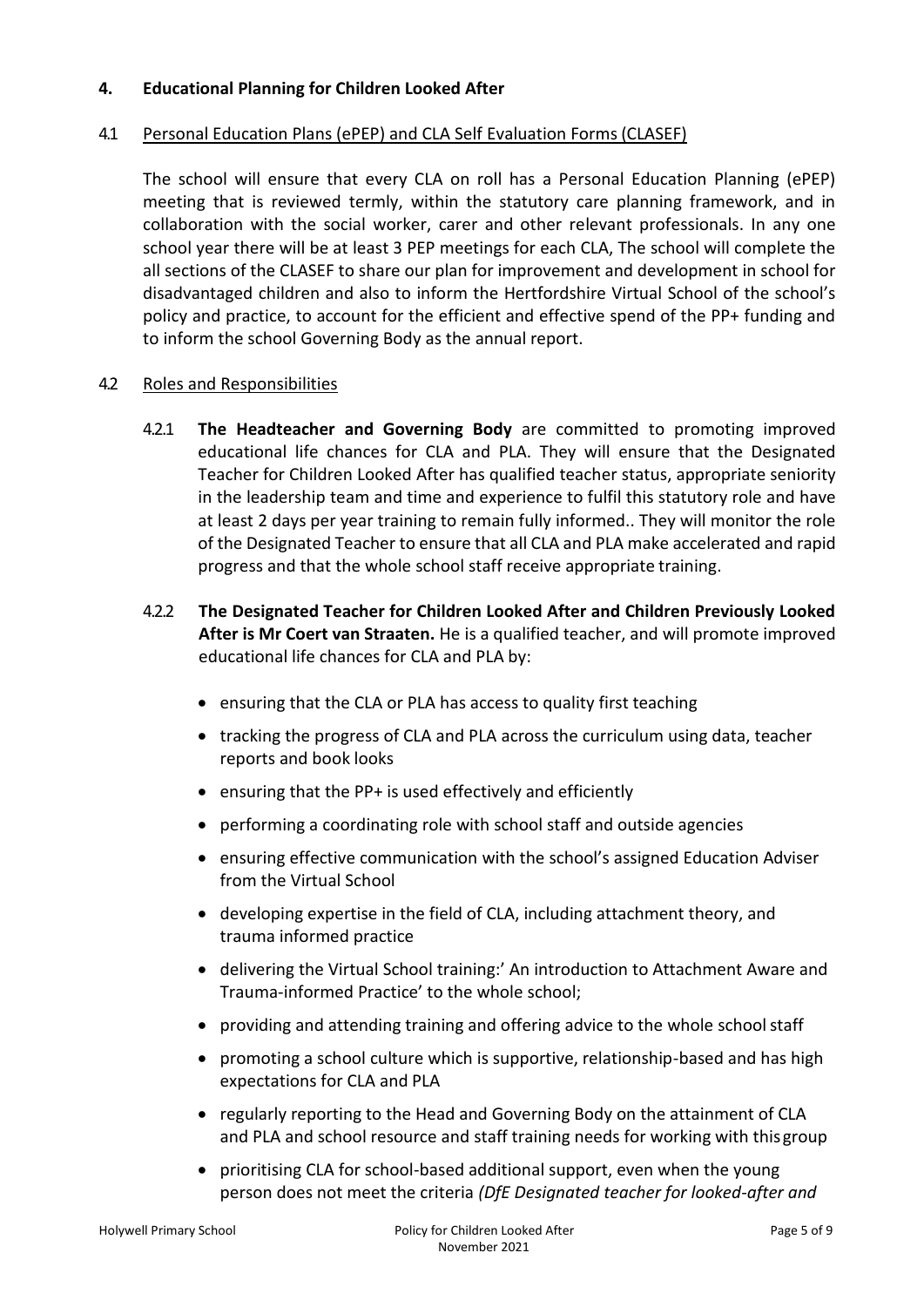## 4. Educational Planning for Children Looked After

### 4.1 Personal Education Plans (ePEP) and CLA Self Evaluation Forms (CLASEF)

The school will ensure that every CLA on roll has a Personal Education Planning (ePEP) meeting that is reviewed termly, within the statutory care planning framework, and in collaboration with the social worker, carer and other relevant professionals. In any one school year there will be at least 3 PEP meetings for each CLA, The school will complete the all sections of the CLASEF to share our plan for improvement and development in school for disadvantaged children and also to inform the Hertfordshire Virtual School of the school's policy and practice, to account for the efficient and effective spend of the PP+ funding and to inform the school Governing Body as the annual report.

### 4.2 Roles and Responsibilities

4.2.1 **The Headteacher and Governing Body** are committed to promoting improved educational life chances for CLA and PLA. They will ensure that the Designated Teacher for Children Looked After has qualified teacher status, appropriate seniority in the leadership team and time and experience to fulfil this statutory role and have at least 2 days per year training to remain fully informed.. They will monitor the role of the Designated Teacher to ensure that all CLA and PLA make accelerated and rapid progress and that the whole school staff receive appropriate training.

4.2.2 **The Designated Teacher for Children Looked After and Children Previously Looked After is Mr Coert van Straaten.** He is a qualified teacher, and will promote improved educational life chances for CLA and PLA by:

- ensuring that the CLA or PLA has access to quality first teaching
- tracking the progress of CLA and PLA across the curriculum using data, teacher reports and book looks
- ensuring that the PP+ is used effectively and efficiently
- performing a coordinating role with school staff and outside agencies
- ensuring effective communication with the school's assigned Education Adviser from the Virtual School
- developing expertise in the field of CLA, including attachment theory, and trauma informed practice
- delivering the Virtual School training:' An introduction to Attachment Aware and Trauma-informed Practice' to the whole school;
- providing and attending training and offering advice to the whole school staff
- promoting a school culture which is supportive, relationship-based and has high expectations for CLA and PLA
- regularly reporting to the Head and Governing Body on the attainment of CLA and PLA and school resource and staff training needs for working with this group
- prioritising CLA for school-based additional support, even when the young person does not meet the criteria *(DfE Designated teacher for looked-after and*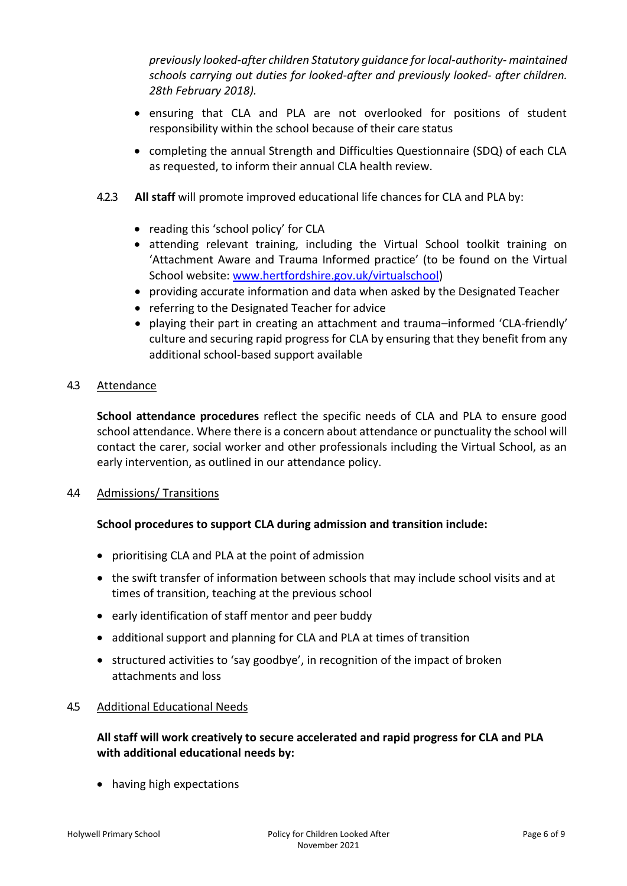*previously looked-after children Statutory guidance for local-authority- maintained schools carrying out duties for looked-after and previously looked- after children. 28th February 2018).*

- ensuring that CLA and PLA are not overlooked for positions of student responsibility within the school because of their care status
- completing the annual Strength and Difficulties Questionnaire (SDQ) of each CLA as requested, to inform their annual CLA health review.

4.2.3 **All staff** will promote improved educational life chances for CLA and PLA by:

- reading this 'school policy' for CLA
- attending relevant training, including the Virtual School toolkit training on 'Attachment Aware and Trauma Informed practice' (to be found on the Virtual School website: [www.hertfordshire.gov.uk/virtualschool](www.hertfordshire.gov.uk/virtualschool))
- providing accurate information and data when asked by the Designated Teacher
- referring to the Designated Teacher for advice
- playing their part in creating an attachment and trauma–informed 'CLA-friendly' culture and securing rapid progress for CLA by ensuring that they benefit from any additional school-based support available

## 4.3 Attendance

**School attendance procedures** reflect the specific needs of CLA and PLA to ensure good school attendance. Where there is a concern about attendance or punctuality the school will contact the carer, social worker and other professionals including the Virtual School, as an early intervention, as outlined in our attendance policy.

## 4.4 Admissions/ Transitions

**School procedures to support CLA during admission and transition include:**

- prioritising CLA and PLA at the point of admission
- the swift transfer of information between schools that may include school visits and at times of transition, teaching at the previous school
- early identification of staff mentor and peer buddy
- additional support and planning for CLA and PLA at times of transition
- structured activities to 'say goodbye', in recognition of the impact of broken attachments and loss

## 4.5 Additional Educational Needs

**All staff will work creatively to secure accelerated and rapid progress for CLA and PLA with additional educational needs by:**

- having high expectations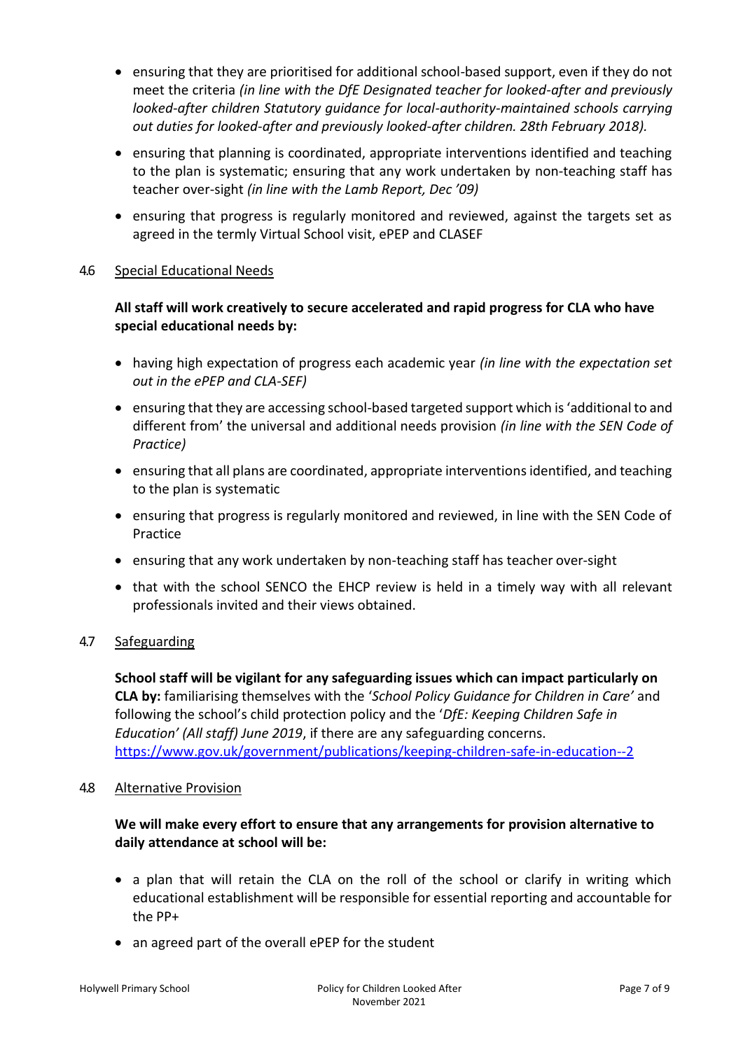- ensuring that they are prioritised for additional school-based support, even if they do not meet the criteria *(in line with the DfE Designated teacher for looked-after and previously looked-after children Statutory guidance for local-authority-maintained schools carrying out duties for looked-after and previously looked-after children. 28th February 2018).*
- ensuring that planning is coordinated, appropriate interventions identified and teaching to the plan is systematic; ensuring that any work undertaken by non-teaching staff has teacher over-sight *(in line with the Lamb Report, Dec '09)*
- ensuring that progress is regularly monitored and reviewed, against the targets set as agreed in the termly Virtual School visit, ePEP and CLASEF

### 4.6 Special Educational Needs

**All staff will work creatively to secure accelerated and rapid progress for CLA who have special educational needs by:**

- having high expectation of progress each academic year *(in line with the expectation set out in the ePEP and CLA-SEF)*
- ensuring that they are accessing school-based targeted support which is 'additional to and different from' the universal and additional needs provision *(in line with the SEN Code of Practice)*
- ensuring that all plans are coordinated, appropriate interventions identified, and teaching to the plan is systematic
- ensuring that progress is regularly monitored and reviewed, in line with the SEN Code of Practice
- ensuring that any work undertaken by non-teaching staff has teacher over-sight
- that with the school SENCO the EHCP review is held in a timely way with all relevant professionals invited and their views obtained.

### 4.7 Safeguarding

**School staff will be vigilant for any safeguarding issues which can impact particularly on CLA by:** familiarising themselves with the '*School Policy Guidance for Children in Care'* and following the school's child protection policy and the '*DfE: Keeping Children Safe in Education' (All staff) June 2019*, if there are any safeguarding concerns. [https://www.gov.uk/government/publications/keeping-children-safe-in-education--2](https://www.gov.uk/government/publications/keeping-children-safe-in-education--2)

### 4.8 Alternative Provision

**We will make every effort to ensure that any arrangements for provision alternative to daily attendance at school will be:**

- a plan that will retain the CLA on the roll of the school or clarify in writing which educational establishment will be responsible for essential reporting and accountable for the PP+
- an agreed part of the overall ePEP for the student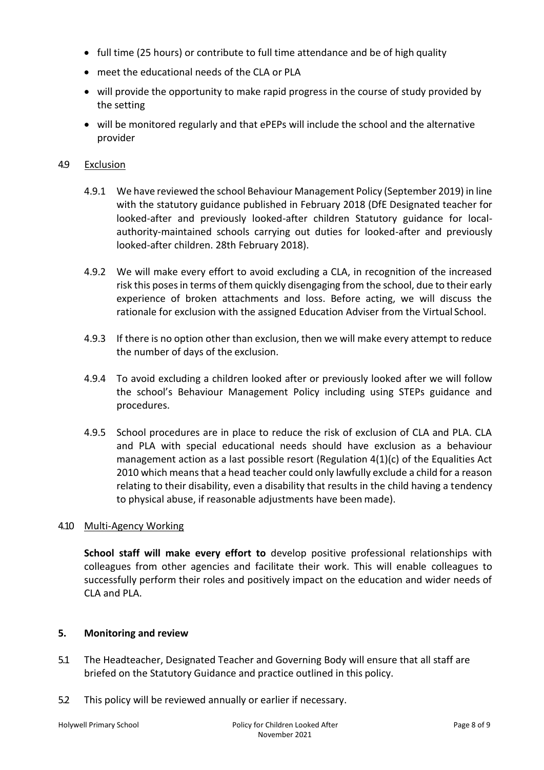- full time (25 hours) or contribute to full time attendance and be of high quality
- meet the educational needs of the CLA or PLA
- will provide the opportunity to make rapid progress in the course of study provided by the setting
- will be monitored regularly and that ePEPs will include the school and the alternative provider

4.9 Exclusion

4.9.1 We have reviewed the school Behaviour Management Policy (September 2019) in line with the statutory guidance published in February 2018 (DfE Designated teacher for looked-after and previously looked-after children Statutory guidance for local-authority-maintained schools carrying out duties for looked-after and previously looked-after children. 28th February 2018).

4.9.2 We will make every effort to avoid excluding a CLA, in recognition of the increased risk this poses in terms of them quickly disengaging from the school, due to their early experience of broken attachments and loss. Before acting, we will discuss the rationale for exclusion with the assigned Education Adviser from the Virtual School.

4.9.3 If there is no option other than exclusion, then we will make every attempt to reduce the number of days of the exclusion.

4.9.4 To avoid excluding a children looked after or previously looked after we will follow the school's Behaviour Management Policy including using STEPs guidance and procedures.

4.9.5 School procedures are in place to reduce the risk of exclusion of CLA and PLA. CLA and PLA with special educational needs should have exclusion as a behaviour management action as a last possible resort (Regulation 4(1)(c) of the Equalities Act 2010 which means that a head teacher could only lawfully exclude a child for a reason relating to their disability, even a disability that results in the child having a tendency to physical abuse, if reasonable adjustments have been made).

4.10 Multi-Agency Working

**School staff will make every effort to** develop positive professional relationships with colleagues from other agencies and facilitate their work. This will enable colleagues to successfully perform their roles and positively impact on the education and wider needs of CLA and PLA.

## 5. Monitoring and review

5.1 The Headteacher, Designated Teacher and Governing Body will ensure that all staff are briefed on the Statutory Guidance and practice outlined in this policy.

5.2 This policy will be reviewed annually or earlier if necessary.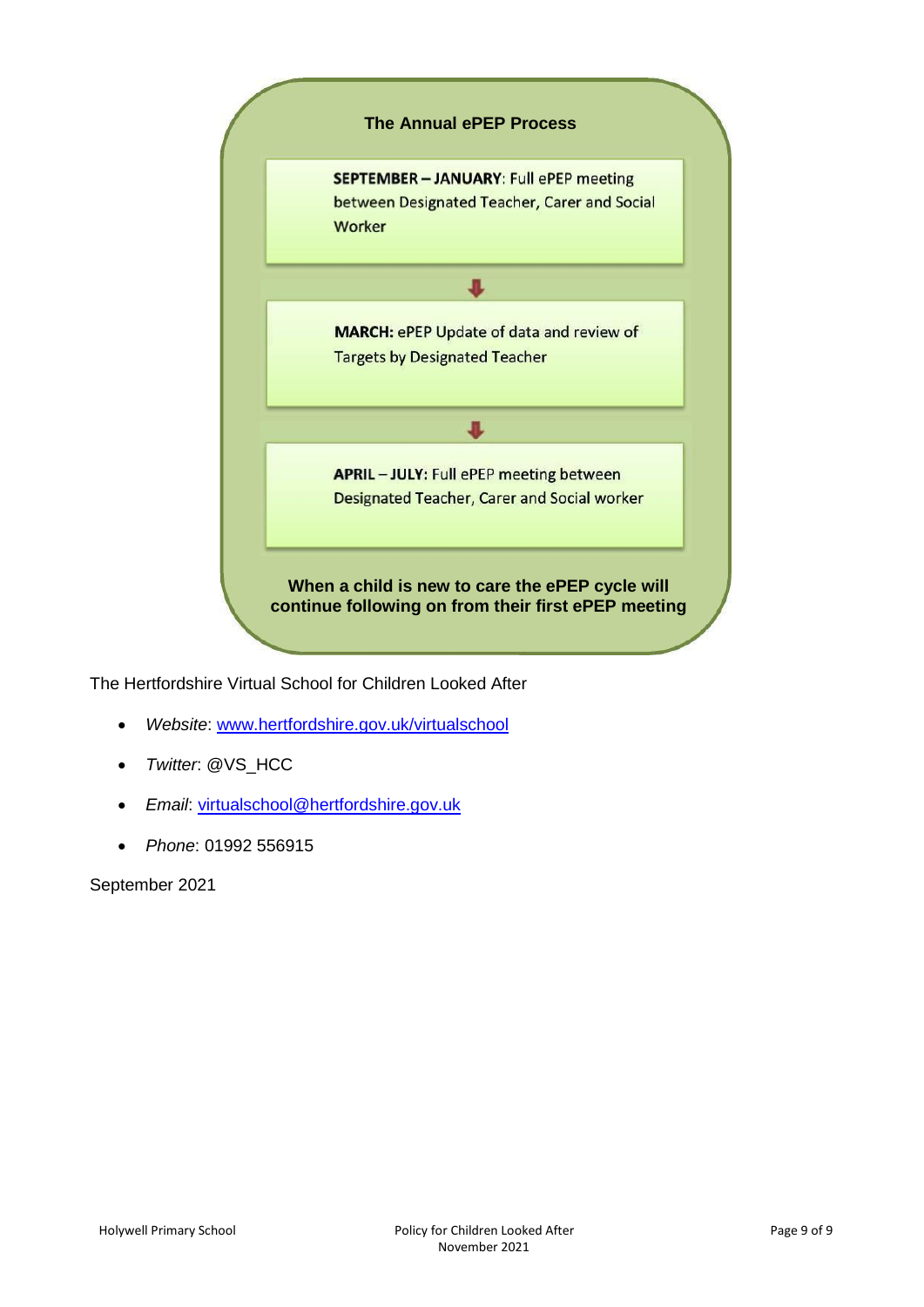**The Annual ePEP Process**

**SEPTEMBER – JANUARY**: Full ePEP meeting between Designated Teacher, Carer and Social Worker

**MARCH:** ePEP Update of data and review of Targets by Designated Teacher

**APRIL – JULY:** Full ePEP meeting between Designated Teacher, Carer and Social worker

**When a child is new to care the ePEP cycle will continue following on from their first ePEP meeting**

The Hertfordshire Virtual School for Children Looked After

- *Website*: www.hertfordshire.gov.uk/virtualschool
- *Twitter*: @VS_HCC
- *Email*: virtualschool@hertfordshire.gov.uk
- *Phone*: 01992 556915

September 2021